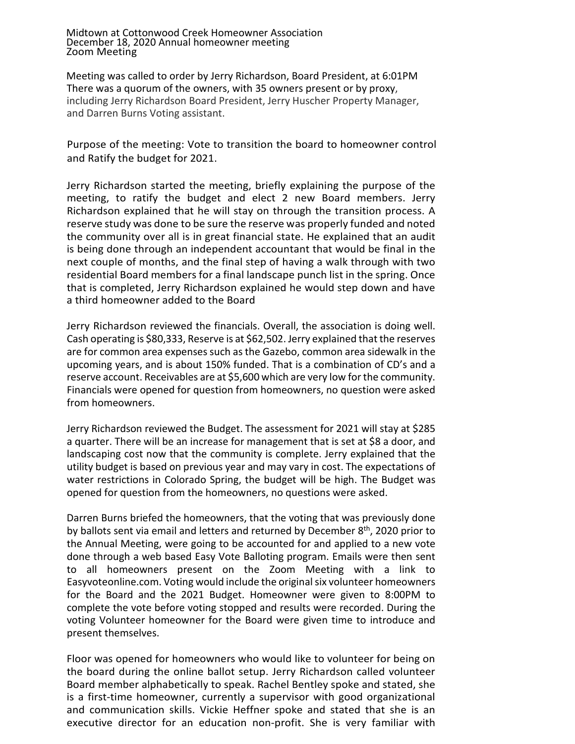Midtown at Cottonwood Creek Homeowner Association
December 18, 2020 Annual homeowner meeting
Zoom Meeting

Meeting was called to order by Jerry Richardson, Board President, at 6:01PM
There was a quorum of the owners, with 35 owners present or by proxy, including Jerry Richardson Board President, Jerry Huscher Property Manager, and Darren Burns Voting assistant.

Purpose of the meeting: Vote to transition the board to homeowner control and Ratify the budget for 2021.

Jerry Richardson started the meeting, briefly explaining the purpose of the meeting, to ratify the budget and elect 2 new Board members. Jerry Richardson explained that he will stay on through the transition process. A reserve study was done to be sure the reserve was properly funded and noted the community over all is in great financial state. He explained that an audit is being done through an independent accountant that would be final in the next couple of months, and the final step of having a walk through with two residential Board members for a final landscape punch list in the spring. Once that is completed, Jerry Richardson explained he would step down and have a third homeowner added to the Board

Jerry Richardson reviewed the financials. Overall, the association is doing well. Cash operating is $80,333, Reserve is at $62,502. Jerry explained that the reserves are for common area expenses such as the Gazebo, common area sidewalk in the upcoming years, and is about 150% funded. That is a combination of CD's and a reserve account. Receivables are at $5,600 which are very low for the community. Financials were opened for question from homeowners, no question were asked from homeowners.

Jerry Richardson reviewed the Budget. The assessment for 2021 will stay at $285 a quarter. There will be an increase for management that is set at $8 a door, and landscaping cost now that the community is complete. Jerry explained that the utility budget is based on previous year and may vary in cost. The expectations of water restrictions in Colorado Spring, the budget will be high. The Budget was opened for question from the homeowners, no questions were asked.

Darren Burns briefed the homeowners, that the voting that was previously done by ballots sent via email and letters and returned by December 8th, 2020 prior to the Annual Meeting, were going to be accounted for and applied to a new vote done through a web based Easy Vote Balloting program. Emails were then sent to all homeowners present on the Zoom Meeting with a link to Easyvoteonline.com. Voting would include the original six volunteer homeowners for the Board and the 2021 Budget. Homeowner were given to 8:00PM to complete the vote before voting stopped and results were recorded. During the voting Volunteer homeowner for the Board were given time to introduce and present themselves.

Floor was opened for homeowners who would like to volunteer for being on the board during the online ballot setup. Jerry Richardson called volunteer Board member alphabetically to speak. Rachel Bentley spoke and stated, she is a first-time homeowner, currently a supervisor with good organizational and communication skills. Vickie Heffner spoke and stated that she is an executive director for an education non-profit. She is very familiar with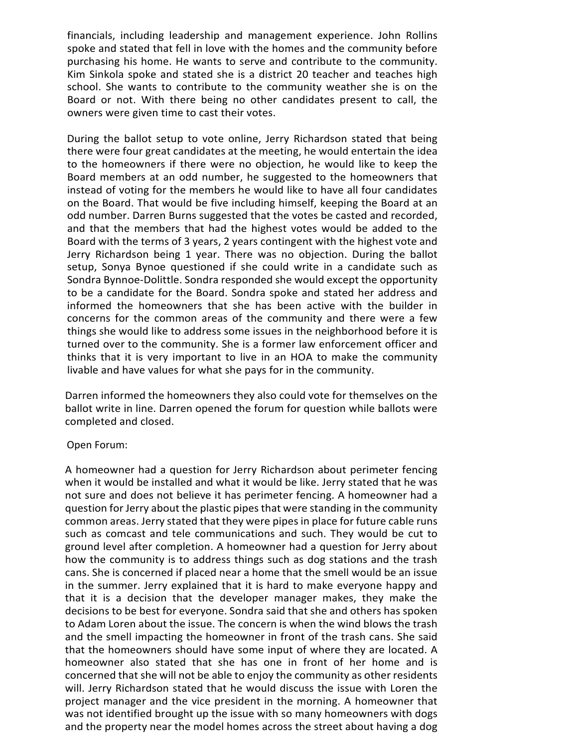financials, including leadership and management experience. John Rollins spoke and stated that fell in love with the homes and the community before purchasing his home. He wants to serve and contribute to the community. Kim Sinkola spoke and stated she is a district 20 teacher and teaches high school. She wants to contribute to the community weather she is on the Board or not. With there being no other candidates present to call, the owners were given time to cast their votes.

During the ballot setup to vote online, Jerry Richardson stated that being there were four great candidates at the meeting, he would entertain the idea to the homeowners if there were no objection, he would like to keep the Board members at an odd number, he suggested to the homeowners that instead of voting for the members he would like to have all four candidates on the Board. That would be five including himself, keeping the Board at an odd number. Darren Burns suggested that the votes be casted and recorded, and that the members that had the highest votes would be added to the Board with the terms of 3 years, 2 years contingent with the highest vote and Jerry Richardson being 1 year. There was no objection. During the ballot setup, Sonya Bynoe questioned if she could write in a candidate such as Sondra Bynnoe-Dolittle. Sondra responded she would except the opportunity to be a candidate for the Board. Sondra spoke and stated her address and informed the homeowners that she has been active with the builder in concerns for the common areas of the community and there were a few things she would like to address some issues in the neighborhood before it is turned over to the community. She is a former law enforcement officer and thinks that it is very important to live in an HOA to make the community livable and have values for what she pays for in the community.

Darren informed the homeowners they also could vote for themselves on the ballot write in line. Darren opened the forum for question while ballots were completed and closed.

Open Forum:

A homeowner had a question for Jerry Richardson about perimeter fencing when it would be installed and what it would be like. Jerry stated that he was not sure and does not believe it has perimeter fencing. A homeowner had a question for Jerry about the plastic pipes that were standing in the community common areas. Jerry stated that they were pipes in place for future cable runs such as comcast and tele communications and such. They would be cut to ground level after completion. A homeowner had a question for Jerry about how the community is to address things such as dog stations and the trash cans. She is concerned if placed near a home that the smell would be an issue in the summer. Jerry explained that it is hard to make everyone happy and that it is a decision that the developer manager makes, they make the decisions to be best for everyone. Sondra said that she and others has spoken to Adam Loren about the issue. The concern is when the wind blows the trash and the smell impacting the homeowner in front of the trash cans. She said that the homeowners should have some input of where they are located. A homeowner also stated that she has one in front of her home and is concerned that she will not be able to enjoy the community as other residents will. Jerry Richardson stated that he would discuss the issue with Loren the project manager and the vice president in the morning. A homeowner that was not identified brought up the issue with so many homeowners with dogs and the property near the model homes across the street about having a dog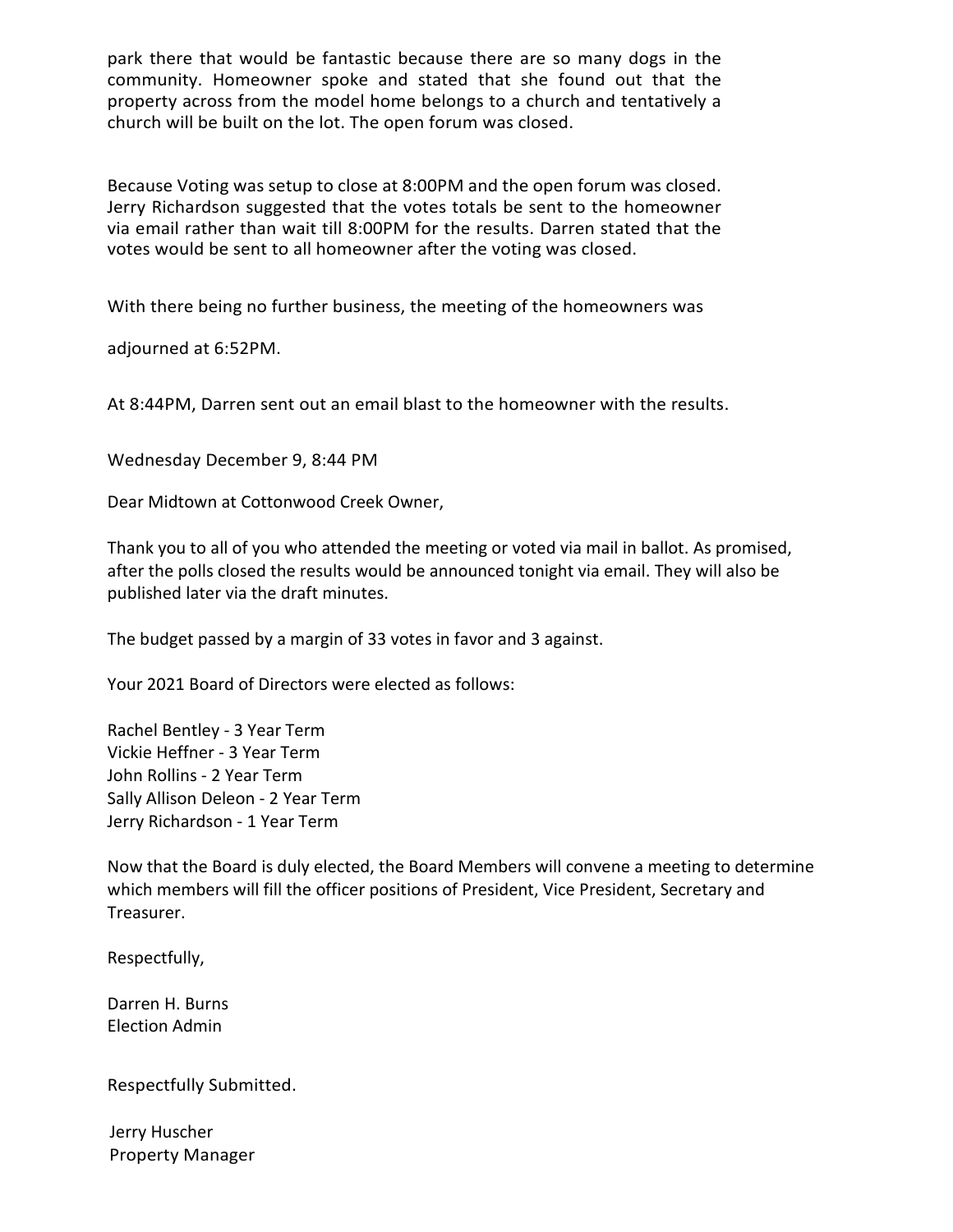park there that would be fantastic because there are so many dogs in the community. Homeowner spoke and stated that she found out that the property across from the model home belongs to a church and tentatively a church will be built on the lot. The open forum was closed.

Because Voting was setup to close at 8:00PM and the open forum was closed. Jerry Richardson suggested that the votes totals be sent to the homeowner via email rather than wait till 8:00PM for the results. Darren stated that the votes would be sent to all homeowner after the voting was closed.

With there being no further business, the meeting of the homeowners was

adjourned at 6:52PM.

At 8:44PM, Darren sent out an email blast to the homeowner with the results.

Wednesday December 9, 8:44 PM

Dear Midtown at Cottonwood Creek Owner,

Thank you to all of you who attended the meeting or voted via mail in ballot. As promised, after the polls closed the results would be announced tonight via email. They will also be published later via the draft minutes.

The budget passed by a margin of 33 votes in favor and 3 against.

Your 2021 Board of Directors were elected as follows:

Rachel Bentley - 3 Year Term
Vickie Heffner - 3 Year Term
John Rollins - 2 Year Term
Sally Allison Deleon - 2 Year Term
Jerry Richardson - 1 Year Term

Now that the Board is duly elected, the Board Members will convene a meeting to determine which members will fill the officer positions of President, Vice President, Secretary and Treasurer.

Respectfully,

Darren H. Burns
Election Admin

Respectfully Submitted.

Jerry Huscher
Property Manager